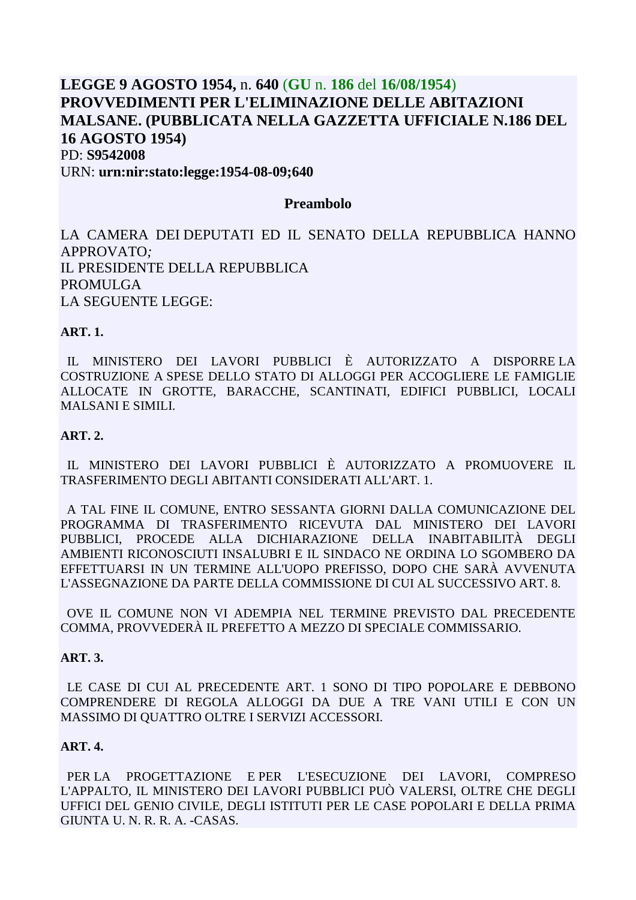# LEGGE 9 AGOSTO 1954, n. 640 (GU n. 186 del 16/08/1954) PROVVEDIMENTI PER L'ELIMINAZIONE DELLE ABITAZIONI MALSANE. (PUBBLICATA NELLA GAZZETTA UFFICIALE N.186 DEL 16 AGOSTO 1954)

PD: **S9542008**
URN: **urn:nir:stato:legge:1954-08-09;640**

## Preambolo

LA CAMERA DEI DEPUTATI ED IL SENATO DELLA REPUBBLICA HANNO APPROVATO;
IL PRESIDENTE DELLA REPUBBLICA
PROMULGA
LA SEGUENTE LEGGE:

**ART. 1.**

IL MINISTERO DEI LAVORI PUBBLICI È AUTORIZZATO A DISPORRE LA COSTRUZIONE A SPESE DELLO STATO DI ALLOGGI PER ACCOGLIERE LE FAMIGLIE ALLOCATE IN GROTTE, BARACCHE, SCANTINATI, EDIFICI PUBBLICI, LOCALI MALSANI E SIMILI.

**ART. 2.**

IL MINISTERO DEI LAVORI PUBBLICI È AUTORIZZATO A PROMUOVERE IL TRASFERIMENTO DEGLI ABITANTI CONSIDERATI ALL'ART. 1.

A TAL FINE IL COMUNE, ENTRO SESSANTA GIORNI DALLA COMUNICAZIONE DEL PROGRAMMA DI TRASFERIMENTO RICEVUTA DAL MINISTERO DEI LAVORI PUBBLICI, PROCEDE ALLA DICHIARAZIONE DELLA INABITABILITÀ DEGLI AMBIENTI RICONOSCIUTI INSALUBRI E IL SINDACO NE ORDINA LO SGOMBERO DA EFFETTUARSI IN UN TERMINE ALL'UOPO PREFISSO, DOPO CHE SARÀ AVVENUTA L'ASSEGNAZIONE DA PARTE DELLA COMMISSIONE DI CUI AL SUCCESSIVO ART. 8.

OVE IL COMUNE NON VI ADEMPIA NEL TERMINE PREVISTO DAL PRECEDENTE COMMA, PROVVEDERÀ IL PREFETTO A MEZZO DI SPECIALE COMMISSARIO.

**ART. 3.**

LE CASE DI CUI AL PRECEDENTE ART. 1 SONO DI TIPO POPOLARE E DEBBONO COMPRENDERE DI REGOLA ALLOGGI DA DUE A TRE VANI UTILI E CON UN MASSIMO DI QUATTRO OLTRE I SERVIZI ACCESSORI.

**ART. 4.**

PER LA PROGETTAZIONE E PER L'ESECUZIONE DEI LAVORI, COMPRESO L'APPALTO, IL MINISTERO DEI LAVORI PUBBLICI PUÒ VALERSI, OLTRE CHE DEGLI UFFICI DEL GENIO CIVILE, DEGLI ISTITUTI PER LE CASE POPOLARI E DELLA PRIMA GIUNTA U. N. R. R. A. -CASAS.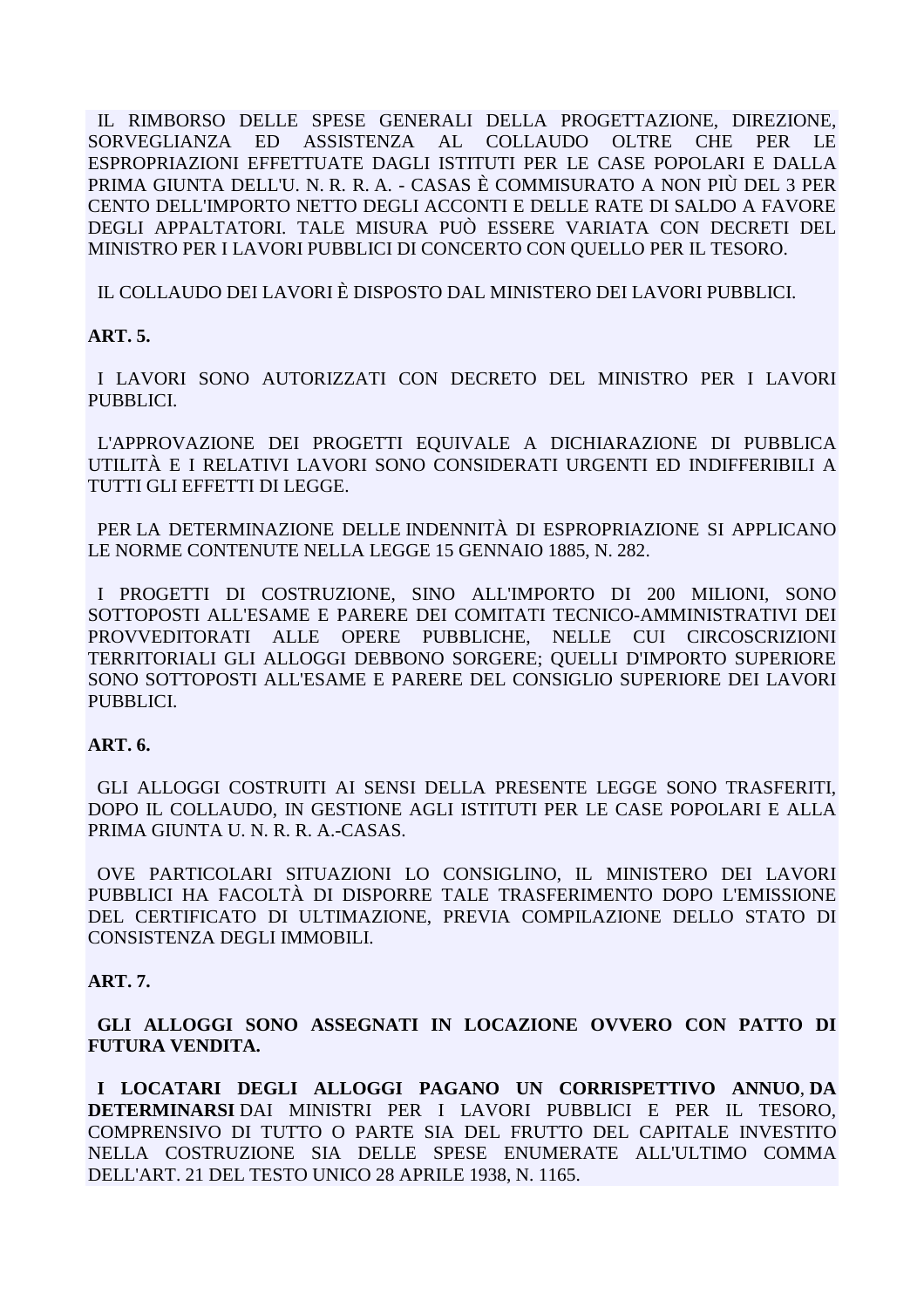IL RIMBORSO DELLE SPESE GENERALI DELLA PROGETTAZIONE, DIREZIONE, SORVEGLIANZA ED ASSISTENZA AL COLLAUDO OLTRE CHE PER LE ESPROPRIAZIONI EFFETTUATE DAGLI ISTITUTI PER LE CASE POPOLARI E DALLA PRIMA GIUNTA DELL'U. N. R. R. A. - CASAS È COMMISURATO A NON PIÙ DEL 3 PER CENTO DELL'IMPORTO NETTO DEGLI ACCONTI E DELLE RATE DI SALDO A FAVORE DEGLI APPALTATORI. TALE MISURA PUÒ ESSERE VARIATA CON DECRETI DEL MINISTRO PER I LAVORI PUBBLICI DI CONCERTO CON QUELLO PER IL TESORO.

IL COLLAUDO DEI LAVORI È DISPOSTO DAL MINISTERO DEI LAVORI PUBBLICI.

**ART. 5.**

I LAVORI SONO AUTORIZZATI CON DECRETO DEL MINISTRO PER I LAVORI PUBBLICI.

L'APPROVAZIONE DEI PROGETTI EQUIVALE A DICHIARAZIONE DI PUBBLICA UTILITÀ E I RELATIVI LAVORI SONO CONSIDERATI URGENTI ED INDIFFERIBILI A TUTTI GLI EFFETTI DI LEGGE.

PER LA DETERMINAZIONE DELLE INDENNITÀ DI ESPROPRIAZIONE SI APPLICANO LE NORME CONTENUTE NELLA LEGGE 15 GENNAIO 1885, N. 282.

I PROGETTI DI COSTRUZIONE, SINO ALL'IMPORTO DI 200 MILIONI, SONO SOTTOPOSTI ALL'ESAME E PARERE DEI COMITATI TECNICO-AMMINISTRATIVI DEI PROVVEDITORATI ALLE OPERE PUBBLICHE, NELLE CUI CIRCOSCRIZIONI TERRITORIALI GLI ALLOGGI DEBBONO SORGERE; QUELLI D'IMPORTO SUPERIORE SONO SOTTOPOSTI ALL'ESAME E PARERE DEL CONSIGLIO SUPERIORE DEI LAVORI PUBBLICI.

**ART. 6.**

GLI ALLOGGI COSTRUITI AI SENSI DELLA PRESENTE LEGGE SONO TRASFERITI, DOPO IL COLLAUDO, IN GESTIONE AGLI ISTITUTI PER LE CASE POPOLARI E ALLA PRIMA GIUNTA U. N. R. R. A.-CASAS.

OVE PARTICOLARI SITUAZIONI LO CONSIGLINO, IL MINISTERO DEI LAVORI PUBBLICI HA FACOLTÀ DI DISPORRE TALE TRASFERIMENTO DOPO L'EMISSIONE DEL CERTIFICATO DI ULTIMAZIONE, PREVIA COMPILAZIONE DELLO STATO DI CONSISTENZA DEGLI IMMOBILI.

**ART. 7.**

**GLI ALLOGGI SONO ASSEGNATI IN LOCAZIONE OVVERO CON PATTO DI FUTURA VENDITA.**

**I LOCATARI DEGLI ALLOGGI PAGANO UN CORRISPETTIVO ANNUO**, **DA DETERMINARSI** DAI MINISTRI PER I LAVORI PUBBLICI E PER IL TESORO, COMPRENSIVO DI TUTTO O PARTE SIA DEL FRUTTO DEL CAPITALE INVESTITO NELLA COSTRUZIONE SIA DELLE SPESE ENUMERATE ALL'ULTIMO COMMA DELL'ART. 21 DEL TESTO UNICO 28 APRILE 1938, N. 1165.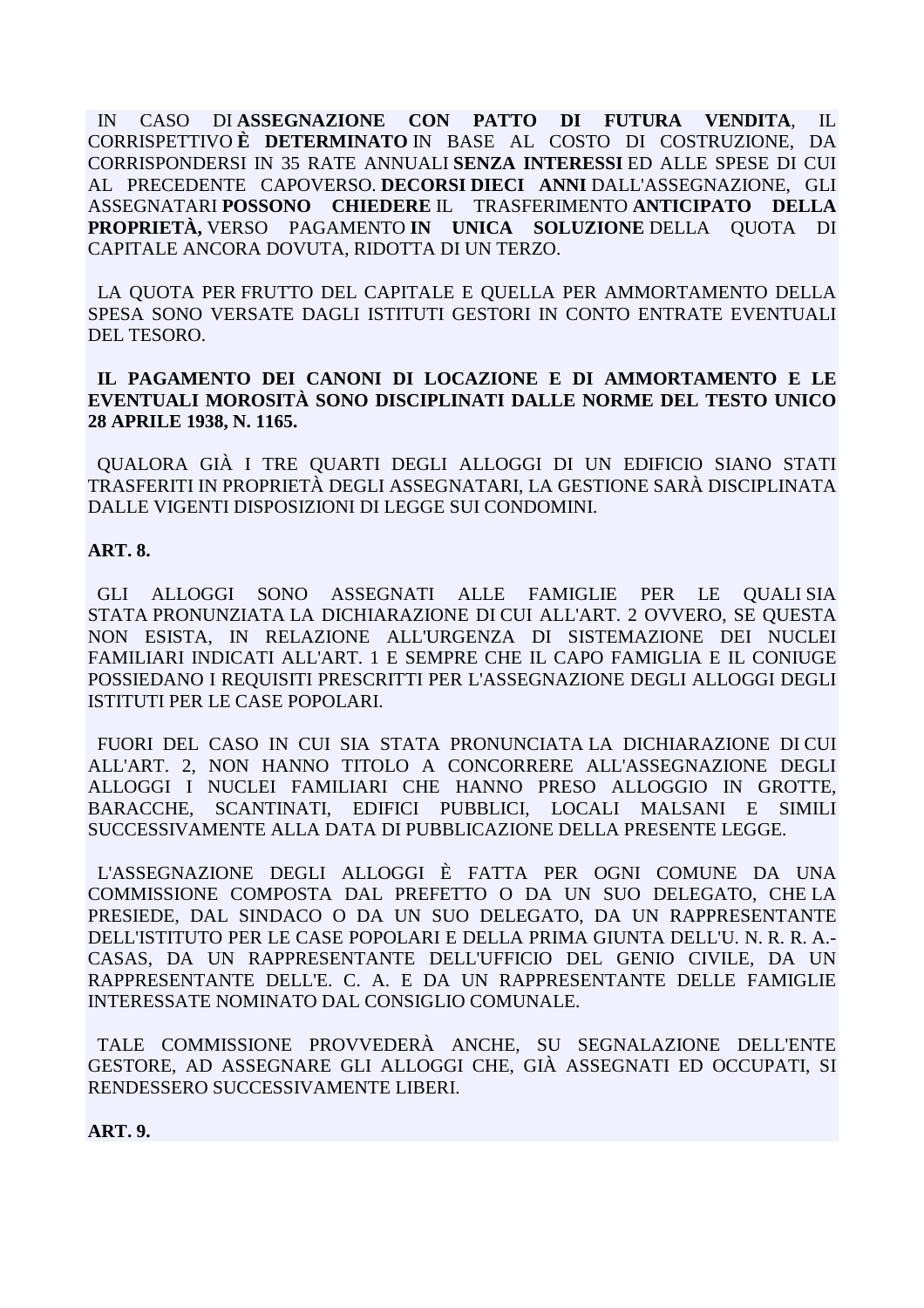IN CASO DI **ASSEGNAZIONE CON PATTO DI FUTURA VENDITA**, IL CORRISPETTIVO **È DETERMINATO** IN BASE AL COSTO DI COSTRUZIONE, DA CORRISPONDERSI IN 35 RATE ANNUALI **SENZA INTERESSI** ED ALLE SPESE DI CUI AL PRECEDENTE CAPOVERSO. **DECORSI DIECI ANNI** DALL'ASSEGNAZIONE, GLI ASSEGNATARI **POSSONO CHIEDERE** IL TRASFERIMENTO **ANTICIPATO DELLA PROPRIETÀ,** VERSO PAGAMENTO **IN UNICA SOLUZIONE** DELLA QUOTA DI CAPITALE ANCORA DOVUTA, RIDOTTA DI UN TERZO.

LA QUOTA PER FRUTTO DEL CAPITALE E QUELLA PER AMMORTAMENTO DELLA SPESA SONO VERSATE DAGLI ISTITUTI GESTORI IN CONTO ENTRATE EVENTUALI DEL TESORO.

**IL PAGAMENTO DEI CANONI DI LOCAZIONE E DI AMMORTAMENTO E LE EVENTUALI MOROSITÀ SONO DISCIPLINATI DALLE NORME DEL TESTO UNICO 28 APRILE 1938, N. 1165.**

QUALORA GIÀ I TRE QUARTI DEGLI ALLOGGI DI UN EDIFICIO SIANO STATI TRASFERITI IN PROPRIETÀ DEGLI ASSEGNATARI, LA GESTIONE SARÀ DISCIPLINATA DALLE VIGENTI DISPOSIZIONI DI LEGGE SUI CONDOMINI.

**ART. 8.**

GLI ALLOGGI SONO ASSEGNATI ALLE FAMIGLIE PER LE QUALI SIA STATA PRONUNZIATA LA DICHIARAZIONE DI CUI ALL'ART. 2 OVVERO, SE QUESTA NON ESISTA, IN RELAZIONE ALL'URGENZA DI SISTEMAZIONE DEI NUCLEI FAMILIARI INDICATI ALL'ART. 1 E SEMPRE CHE IL CAPO FAMIGLIA E IL CONIUGE POSSIEDANO I REQUISITI PRESCRITTI PER L'ASSEGNAZIONE DEGLI ALLOGGI DEGLI ISTITUTI PER LE CASE POPOLARI.

FUORI DEL CASO IN CUI SIA STATA PRONUNCIATA LA DICHIARAZIONE DI CUI ALL'ART. 2, NON HANNO TITOLO A CONCORRERE ALL'ASSEGNAZIONE DEGLI ALLOGGI I NUCLEI FAMILIARI CHE HANNO PRESO ALLOGGIO IN GROTTE, BARACCHE, SCANTINATI, EDIFICI PUBBLICI, LOCALI MALSANI E SIMILI SUCCESSIVAMENTE ALLA DATA DI PUBBLICAZIONE DELLA PRESENTE LEGGE.

L'ASSEGNAZIONE DEGLI ALLOGGI È FATTA PER OGNI COMUNE DA UNA COMMISSIONE COMPOSTA DAL PREFETTO O DA UN SUO DELEGATO, CHE LA PRESIEDE, DAL SINDACO O DA UN SUO DELEGATO, DA UN RAPPRESENTANTE DELL'ISTITUTO PER LE CASE POPOLARI E DELLA PRIMA GIUNTA DELL'U. N. R. R. A.-CASAS, DA UN RAPPRESENTANTE DELL'UFFICIO DEL GENIO CIVILE, DA UN RAPPRESENTANTE DELL'E. C. A. E DA UN RAPPRESENTANTE DELLE FAMIGLIE INTERESSATE NOMINATO DAL CONSIGLIO COMUNALE.

TALE COMMISSIONE PROVVEDERÀ ANCHE, SU SEGNALAZIONE DELL'ENTE GESTORE, AD ASSEGNARE GLI ALLOGGI CHE, GIÀ ASSEGNATI ED OCCUPATI, SI RENDESSERO SUCCESSIVAMENTE LIBERI.

**ART. 9.**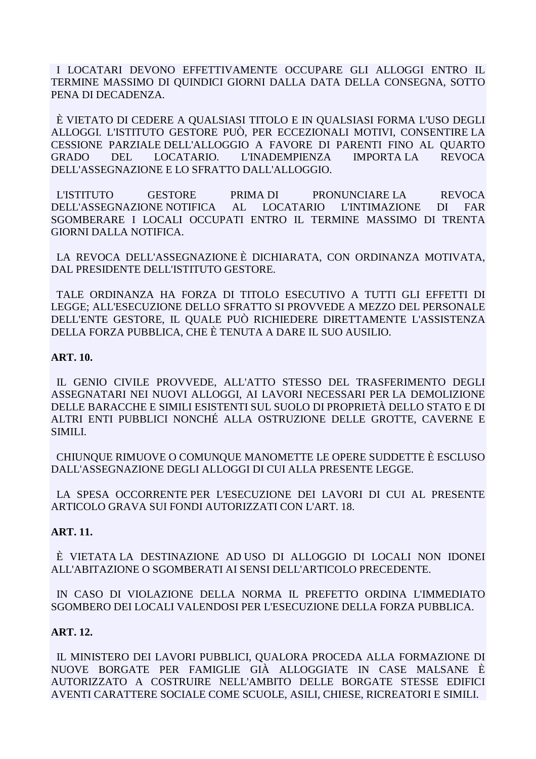I LOCATARI DEVONO EFFETTIVAMENTE OCCUPARE GLI ALLOGGI ENTRO IL TERMINE MASSIMO DI QUINDICI GIORNI DALLA DATA DELLA CONSEGNA, SOTTO PENA DI DECADENZA.

È VIETATO DI CEDERE A QUALSIASI TITOLO E IN QUALSIASI FORMA L'USO DEGLI ALLOGGI. L'ISTITUTO GESTORE PUÒ, PER ECCEZIONALI MOTIVI, CONSENTIRE LA CESSIONE PARZIALE DELL'ALLOGGIO A FAVORE DI PARENTI FINO AL QUARTO GRADO DEL LOCATARIO. L'INADEMPIENZA IMPORTA LA REVOCA DELL'ASSEGNAZIONE E LO SFRATTO DALL'ALLOGGIO.

L'ISTITUTO GESTORE PRIMA DI PRONUNCIARE LA REVOCA DELL'ASSEGNAZIONE NOTIFICA AL LOCATARIO L'INTIMAZIONE DI FAR SGOMBERARE I LOCALI OCCUPATI ENTRO IL TERMINE MASSIMO DI TRENTA GIORNI DALLA NOTIFICA.

LA REVOCA DELL'ASSEGNAZIONE È DICHIARATA, CON ORDINANZA MOTIVATA, DAL PRESIDENTE DELL'ISTITUTO GESTORE.

TALE ORDINANZA HA FORZA DI TITOLO ESECUTIVO A TUTTI GLI EFFETTI DI LEGGE; ALL'ESECUZIONE DELLO SFRATTO SI PROVVEDE A MEZZO DEL PERSONALE DELL'ENTE GESTORE, IL QUALE PUÒ RICHIEDERE DIRETTAMENTE L'ASSISTENZA DELLA FORZA PUBBLICA, CHE È TENUTA A DARE IL SUO AUSILIO.

**ART. 10.**

IL GENIO CIVILE PROVVEDE, ALL'ATTO STESSO DEL TRASFERIMENTO DEGLI ASSEGNATARI NEI NUOVI ALLOGGI, AI LAVORI NECESSARI PER LA DEMOLIZIONE DELLE BARACCHE E SIMILI ESISTENTI SUL SUOLO DI PROPRIETÀ DELLO STATO E DI ALTRI ENTI PUBBLICI NONCHÉ ALLA OSTRUZIONE DELLE GROTTE, CAVERNE E SIMILI.

CHIUNQUE RIMUOVE O COMUNQUE MANOMETTE LE OPERE SUDDETTE È ESCLUSO DALL'ASSEGNAZIONE DEGLI ALLOGGI DI CUI ALLA PRESENTE LEGGE.

LA SPESA OCCORRENTE PER L'ESECUZIONE DEI LAVORI DI CUI AL PRESENTE ARTICOLO GRAVA SUI FONDI AUTORIZZATI CON L'ART. 18.

**ART. 11.**

È VIETATA LA DESTINAZIONE AD USO DI ALLOGGIO DI LOCALI NON IDONEI ALL'ABITAZIONE O SGOMBERATI AI SENSI DELL'ARTICOLO PRECEDENTE.

IN CASO DI VIOLAZIONE DELLA NORMA IL PREFETTO ORDINA L'IMMEDIATO SGOMBERO DEI LOCALI VALENDOSI PER L'ESECUZIONE DELLA FORZA PUBBLICA.

**ART. 12.**

IL MINISTERO DEI LAVORI PUBBLICI, QUALORA PROCEDA ALLA FORMAZIONE DI NUOVE BORGATE PER FAMIGLIE GIÀ ALLOGGIATE IN CASE MALSANE È AUTORIZZATO A COSTRUIRE NELL'AMBITO DELLE BORGATE STESSE EDIFICI AVENTI CARATTERE SOCIALE COME SCUOLE, ASILI, CHIESE, RICREATORI E SIMILI.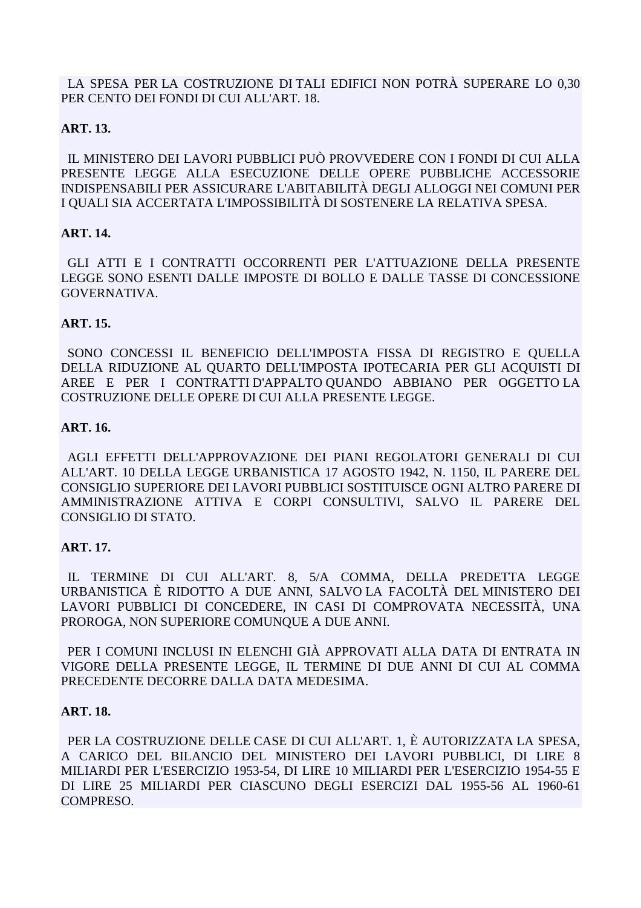LA SPESA PER LA COSTRUZIONE DI TALI EDIFICI NON POTRÀ SUPERARE LO 0,30 PER CENTO DEI FONDI DI CUI ALL'ART. 18.

**ART. 13.**

IL MINISTERO DEI LAVORI PUBBLICI PUÒ PROVVEDERE CON I FONDI DI CUI ALLA PRESENTE LEGGE ALLA ESECUZIONE DELLE OPERE PUBBLICHE ACCESSORIE INDISPENSABILI PER ASSICURARE L'ABITABILITÀ DEGLI ALLOGGI NEI COMUNI PER I QUALI SIA ACCERTATA L'IMPOSSIBILITÀ DI SOSTENERE LA RELATIVA SPESA.

**ART. 14.**

GLI ATTI E I CONTRATTI OCCORRENTI PER L'ATTUAZIONE DELLA PRESENTE LEGGE SONO ESENTI DALLE IMPOSTE DI BOLLO E DALLE TASSE DI CONCESSIONE GOVERNATIVA.

**ART. 15.**

SONO CONCESSI IL BENEFICIO DELL'IMPOSTA FISSA DI REGISTRO E QUELLA DELLA RIDUZIONE AL QUARTO DELL'IMPOSTA IPOTECARIA PER GLI ACQUISTI DI AREE E PER I CONTRATTI D'APPALTO QUANDO ABBIANO PER OGGETTO LA COSTRUZIONE DELLE OPERE DI CUI ALLA PRESENTE LEGGE.

**ART. 16.**

AGLI EFFETTI DELL'APPROVAZIONE DEI PIANI REGOLATORI GENERALI DI CUI ALL'ART. 10 DELLA LEGGE URBANISTICA 17 AGOSTO 1942, N. 1150, IL PARERE DEL CONSIGLIO SUPERIORE DEI LAVORI PUBBLICI SOSTITUISCE OGNI ALTRO PARERE DI AMMINISTRAZIONE ATTIVA E CORPI CONSULTIVI, SALVO IL PARERE DEL CONSIGLIO DI STATO.

**ART. 17.**

IL TERMINE DI CUI ALL'ART. 8, 5/A COMMA, DELLA PREDETTA LEGGE URBANISTICA È RIDOTTO A DUE ANNI, SALVO LA FACOLTÀ DEL MINISTERO DEI LAVORI PUBBLICI DI CONCEDERE, IN CASI DI COMPROVATA NECESSITÀ, UNA PROROGA, NON SUPERIORE COMUNQUE A DUE ANNI.

PER I COMUNI INCLUSI IN ELENCHI GIÀ APPROVATI ALLA DATA DI ENTRATA IN VIGORE DELLA PRESENTE LEGGE, IL TERMINE DI DUE ANNI DI CUI AL COMMA PRECEDENTE DECORRE DALLA DATA MEDESIMA.

**ART. 18.**

PER LA COSTRUZIONE DELLE CASE DI CUI ALL'ART. 1, È AUTORIZZATA LA SPESA, A CARICO DEL BILANCIO DEL MINISTERO DEI LAVORI PUBBLICI, DI LIRE 8 MILIARDI PER L'ESERCIZIO 1953-54, DI LIRE 10 MILIARDI PER L'ESERCIZIO 1954-55 E DI LIRE 25 MILIARDI PER CIASCUNO DEGLI ESERCIZI DAL 1955-56 AL 1960-61 COMPRESO.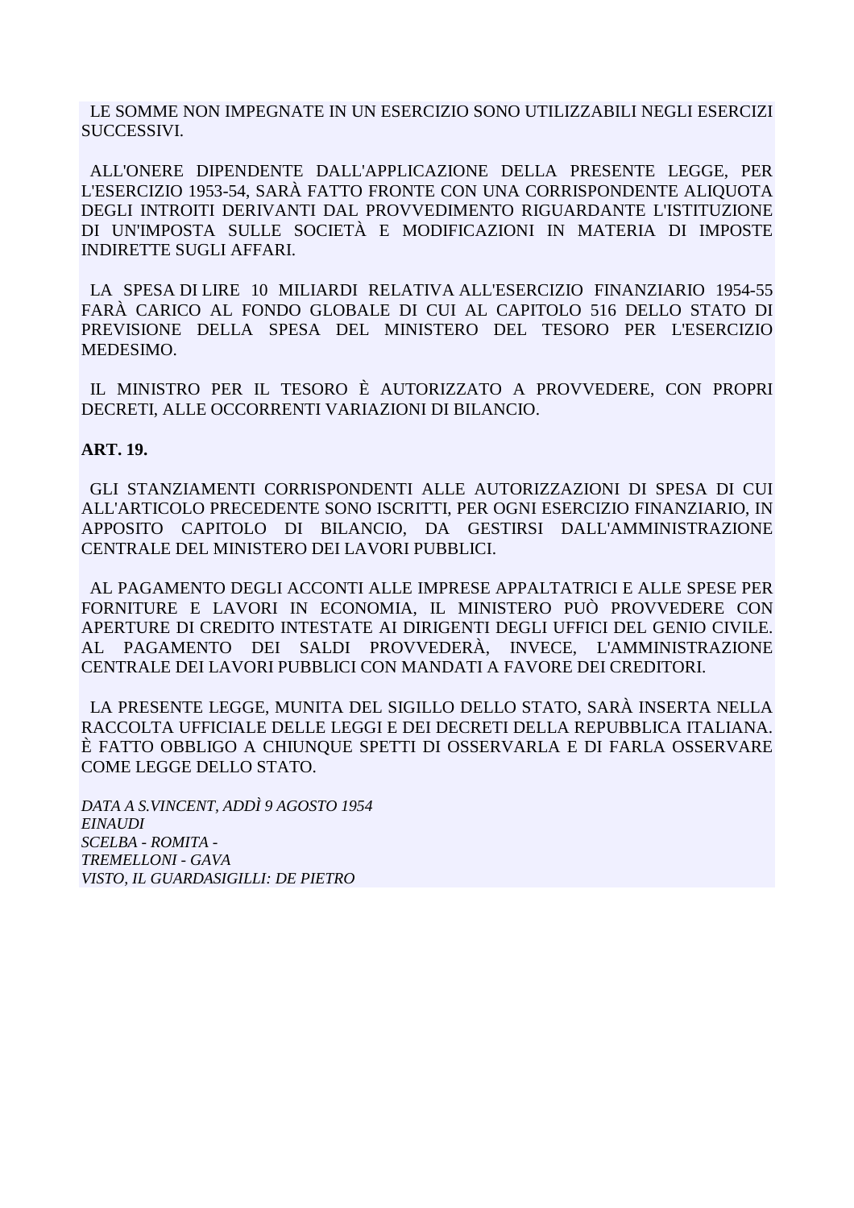LE SOMME NON IMPEGNATE IN UN ESERCIZIO SONO UTILIZZABILI NEGLI ESERCIZI SUCCESSIVI.

ALL'ONERE DIPENDENTE DALL'APPLICAZIONE DELLA PRESENTE LEGGE, PER L'ESERCIZIO 1953-54, SARÀ FATTO FRONTE CON UNA CORRISPONDENTE ALIQUOTA DEGLI INTROITI DERIVANTI DAL PROVVEDIMENTO RIGUARDANTE L'ISTITUZIONE DI UN'IMPOSTA SULLE SOCIETÀ E MODIFICAZIONI IN MATERIA DI IMPOSTE INDIRETTE SUGLI AFFARI.

LA SPESA DI LIRE 10 MILIARDI RELATIVA ALL'ESERCIZIO FINANZIARIO 1954-55 FARÀ CARICO AL FONDO GLOBALE DI CUI AL CAPITOLO 516 DELLO STATO DI PREVISIONE DELLA SPESA DEL MINISTERO DEL TESORO PER L'ESERCIZIO MEDESIMO.

IL MINISTRO PER IL TESORO È AUTORIZZATO A PROVVEDERE, CON PROPRI DECRETI, ALLE OCCORRENTI VARIAZIONI DI BILANCIO.

**ART. 19.**

GLI STANZIAMENTI CORRISPONDENTI ALLE AUTORIZZAZIONI DI SPESA DI CUI ALL'ARTICOLO PRECEDENTE SONO ISCRITTI, PER OGNI ESERCIZIO FINANZIARIO, IN APPOSITO CAPITOLO DI BILANCIO, DA GESTIRSI DALL'AMMINISTRAZIONE CENTRALE DEL MINISTERO DEI LAVORI PUBBLICI.

AL PAGAMENTO DEGLI ACCONTI ALLE IMPRESE APPALTATRICI E ALLE SPESE PER FORNITURE E LAVORI IN ECONOMIA, IL MINISTERO PUÒ PROVVEDERE CON APERTURE DI CREDITO INTESTATE AI DIRIGENTI DEGLI UFFICI DEL GENIO CIVILE. AL PAGAMENTO DEI SALDI PROVVEDERÀ, INVECE, L'AMMINISTRAZIONE CENTRALE DEI LAVORI PUBBLICI CON MANDATI A FAVORE DEI CREDITORI.

LA PRESENTE LEGGE, MUNITA DEL SIGILLO DELLO STATO, SARÀ INSERTA NELLA RACCOLTA UFFICIALE DELLE LEGGI E DEI DECRETI DELLA REPUBBLICA ITALIANA. È FATTO OBBLIGO A CHIUNQUE SPETTI DI OSSERVARLA E DI FARLA OSSERVARE COME LEGGE DELLO STATO.

*DATA A S.VINCENT, ADDÌ 9 AGOSTO 1954*
*EINAUDI*
*SCELBA - ROMITA -*
*TREMELLONI - GAVA*
*VISTO, IL GUARDASIGILLI: DE PIETRO*